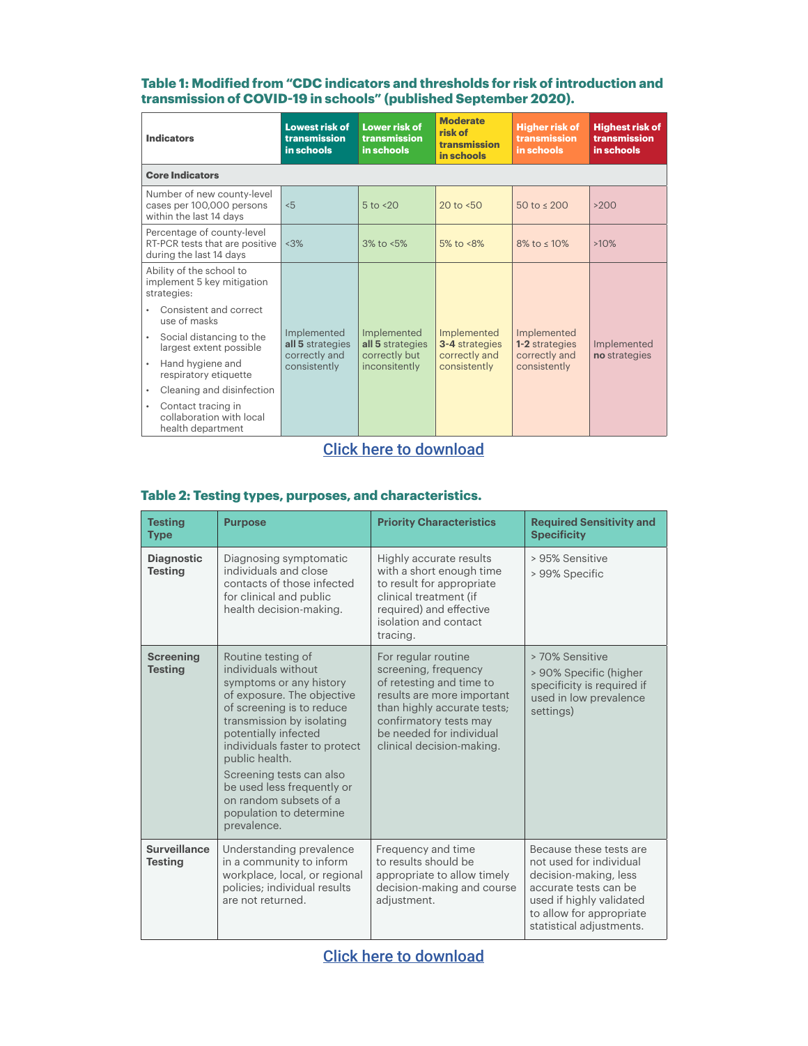**Table 1: Modified from "CDC indicators and thresholds for risk of introduction and transmission of COVID-19 in schools" (published September 2020).**

| Indicators | Lowest risk of transmission in schools | Lower risk of transmission in schools | Moderate risk of transmission in schools | Higher risk of transmission in schools | Highest risk of transmission in schools |
|---|---|---|---|---|---|
| **Core Indicators** | | | | | |
| Number of new county-level cases per 100,000 persons within the last 14 days | <5 | 5 to <20 | 20 to <50 | 50 to ≤ 200 | >200 |
| Percentage of county-level RT-PCR tests that are positive during the last 14 days | <3% | 3% to <5% | 5% to <8% | 8% to ≤ 10% | >10% |
| Ability of the school to implement 5 key mitigation strategies: • Consistent and correct use of masks • Social distancing to the largest extent possible • Hand hygiene and respiratory etiquette • Cleaning and disinfection • Contact tracing in collaboration with local health department | Implemented **all 5** strategies correctly and consistently | Implemented **all 5** strategies correctly but inconsistently | Implemented **3-4** strategies correctly and consistently | Implemented **1-2** strategies correctly and consistently | Implemented **no** strategies |

Click here to download

**Table 2: Testing types, purposes, and characteristics.**

| Testing Type | Purpose | Priority Characteristics | Required Sensitivity and Specificity |
|---|---|---|---|
| **Diagnostic Testing** | Diagnosing symptomatic individuals and close contacts of those infected for clinical and public health decision-making. | Highly accurate results with a short enough time to result for appropriate clinical treatment (if required) and effective isolation and contact tracing. | > 95% Sensitive<br>> 99% Specific |
| **Screening Testing** | Routine testing of individuals without symptoms or any history of exposure. The objective of screening is to reduce transmission by isolating potentially infected individuals faster to protect public health.<br>Screening tests can also be used less frequently or on random subsets of a population to determine prevalence. | For regular routine screening, frequency of retesting and time to results are more important than highly accurate tests; confirmatory tests may be needed for individual clinical decision-making. | > 70% Sensitive<br>> 90% Specific (higher specificity is required if used in low prevalence settings) |
| **Surveillance Testing** | Understanding prevalence in a community to inform workplace, local, or regional policies; individual results are not returned. | Frequency and time to results should be appropriate to allow timely decision-making and course adjustment. | Because these tests are not used for individual decision-making, less accurate tests can be used if highly validated to allow for appropriate statistical adjustments. |

Click here to download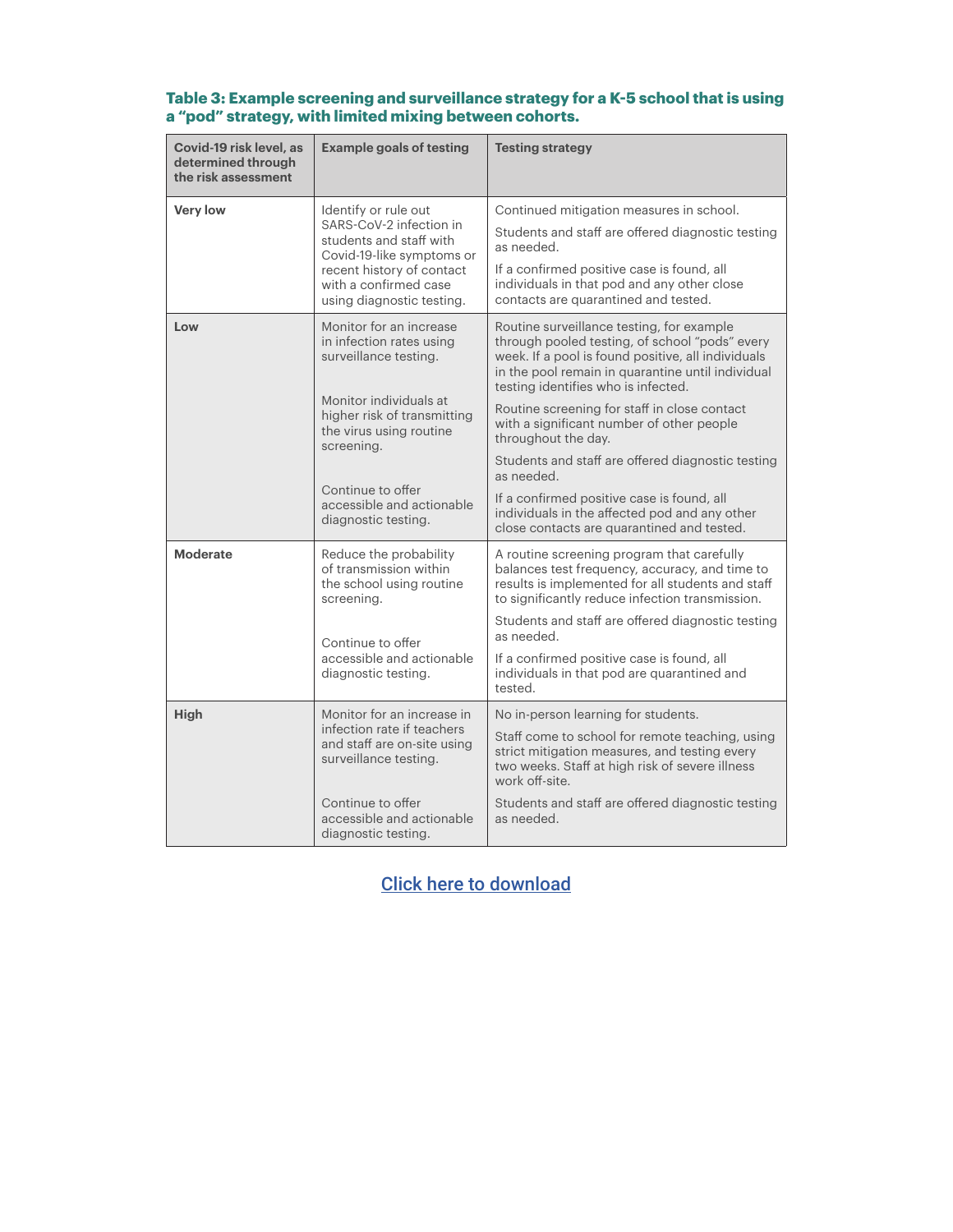### Table 3: Example screening and surveillance strategy for a K-5 school that is using a "pod" strategy, with limited mixing between cohorts.

| Covid-19 risk level, as determined through the risk assessment | Example goals of testing | Testing strategy |
|---|---|---|
| **Very low** | Identify or rule out SARS-CoV-2 infection in students and staff with Covid-19-like symptoms or recent history of contact with a confirmed case using diagnostic testing. | Continued mitigation measures in school.<br><br>Students and staff are offered diagnostic testing as needed.<br><br>If a confirmed positive case is found, all individuals in that pod and any other close contacts are quarantined and tested. |
| **Low** | Monitor for an increase in infection rates using surveillance testing.<br><br>Monitor individuals at higher risk of transmitting the virus using routine screening.<br><br>Continue to offer accessible and actionable diagnostic testing. | Routine surveillance testing, for example through pooled testing, of school "pods" every week. If a pool is found positive, all individuals in the pool remain in quarantine until individual testing identifies who is infected.<br><br>Routine screening for staff in close contact with a significant number of other people throughout the day.<br><br>Students and staff are offered diagnostic testing as needed.<br><br>If a confirmed positive case is found, all individuals in the affected pod and any other close contacts are quarantined and tested. |
| **Moderate** | Reduce the probability of transmission within the school using routine screening.<br><br>Continue to offer accessible and actionable diagnostic testing. | A routine screening program that carefully balances test frequency, accuracy, and time to results is implemented for all students and staff to significantly reduce infection transmission.<br><br>Students and staff are offered diagnostic testing as needed.<br><br>If a confirmed positive case is found, all individuals in that pod are quarantined and tested. |
| **High** | Monitor for an increase in infection rate if teachers and staff are on-site using surveillance testing.<br><br>Continue to offer accessible and actionable diagnostic testing. | No in-person learning for students.<br><br>Staff come to school for remote teaching, using strict mitigation measures, and testing every two weeks. Staff at high risk of severe illness work off-site.<br><br>Students and staff are offered diagnostic testing as needed. |

Click here to download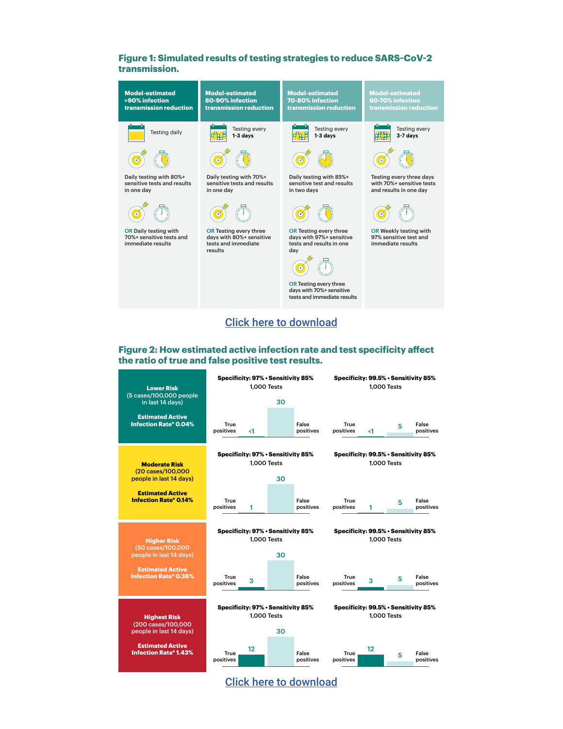## Figure 1: Simulated results of testing strategies to reduce SARS-CoV-2 transmission.

**Model-estimated >90% infection transmission reduction**

Testing daily

Daily testing with 80%+ sensitive tests and results in one day

OR Daily testing with 70%+ sensitive tests and immediate results

**Model-estimated 80-90% infection transmission reduction**

Testing every **1-3 days**

Daily testing with 70%+ sensitive tests and results in one day

OR Testing every three days with 80%+ sensitive tests and immediate results

**Model-estimated 70-80% infection transmission reduction**

Testing every **1-3 days**

Daily testing with 85%+ sensitive test and results in two days

OR Testing every three days with 97%+ sensitive tests and results in one day

OR Testing every three days with 70%+ sensitive tests and immediate results

**Model-estimated 60-70% infection transmission reduction**

Testing every **3-7 days**

Testing every three days with 70%+ sensitive tests and results in one day

OR Weekly testing with 97% sensitive test and immediate results

Click here to download

## Figure 2: How estimated active infection rate and test specificity affect the ratio of true and false positive test results.

**Lower Risk** (5 cases/100,000 people in last 14 days)
**Estimated Active Infection Rate* 0.04%**

**Specificity: 97% • Sensitivity 85%**
1,000 Tests
True positives <1
False positives 30

**Specificity: 99.5% • Sensitivity 85%**
1,000 Tests
True positives <1
False positives 5

**Moderate Risk** (20 cases/100,000 people in last 14 days)
**Estimated Active Infection Rate* 0.14%**

**Specificity: 97% • Sensitivity 85%**
1,000 Tests
True positives 1
False positives 30

**Specificity: 99.5% • Sensitivity 85%**
1,000 Tests
True positives 1
False positives 5

**Higher Risk** (50 cases/100,000 people in last 14 days)
**Estimated Active Infection Rate* 0.36%**

**Specificity: 97% • Sensitivity 85%**
1,000 Tests
True positives 3
False positives 30

**Specificity: 99.5% • Sensitivity 85%**
1,000 Tests
True positives 3
False positives 5

**Highest Risk** (200 cases/100,000 people in last 14 days)
**Estimated Active Infection Rate* 1.43%**

**Specificity: 97% • Sensitivity 85%**
1,000 Tests
True positives 12
False positives 30

**Specificity: 99.5% • Sensitivity 85%**
1,000 Tests
True positives 12
False positives 5

Click here to download